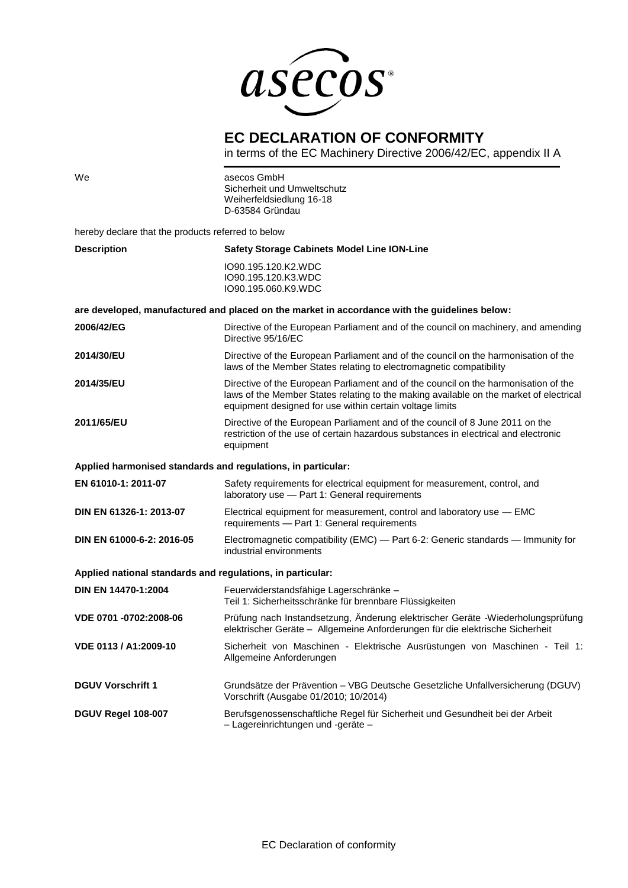asecos®

# EC DECLARATION OF CONFORMITY

in terms of the EC Machinery Directive 2006/42/EC, appendix II A

We

asecos GmbH
Sicherheit und Umweltschutz
Weiherfeldsiedlung 16-18
D-63584 Gründau

hereby declare that the products referred to below

**Description** **Safety Storage Cabinets Model Line ION-Line**

IO90.195.120.K2.WDC
IO90.195.120.K3.WDC
IO90.195.060.K9.WDC

**are developed, manufactured and placed on the market in accordance with the guidelines below:**

| | |
|---|---|
| **2006/42/EG** | Directive of the European Parliament and of the council on machinery, and amending Directive 95/16/EC |
| **2014/30/EU** | Directive of the European Parliament and of the council on the harmonisation of the laws of the Member States relating to electromagnetic compatibility |
| **2014/35/EU** | Directive of the European Parliament and of the council on the harmonisation of the laws of the Member States relating to the making available on the market of electrical equipment designed for use within certain voltage limits |
| **2011/65/EU** | Directive of the European Parliament and of the council of 8 June 2011 on the restriction of the use of certain hazardous substances in electrical and electronic equipment |

**Applied harmonised standards and regulations, in particular:**

| | |
|---|---|
| **EN 61010-1: 2011-07** | Safety requirements for electrical equipment for measurement, control, and laboratory use — Part 1: General requirements |
| **DIN EN 61326-1: 2013-07** | Electrical equipment for measurement, control and laboratory use — EMC requirements — Part 1: General requirements |
| **DIN EN 61000-6-2: 2016-05** | Electromagnetic compatibility (EMC) — Part 6-2: Generic standards — Immunity for industrial environments |

**Applied national standards and regulations, in particular:**

| | |
|---|---|
| **DIN EN 14470-1:2004** | Feuerwiderstandsfähige Lagerschränke – Teil 1: Sicherheitsschränke für brennbare Flüssigkeiten |
| **VDE 0701 -0702:2008-06** | Prüfung nach Instandsetzung, Änderung elektrischer Geräte -Wiederholungsprüfung elektrischer Geräte – Allgemeine Anforderungen für die elektrische Sicherheit |
| **VDE 0113 / A1:2009-10** | Sicherheit von Maschinen - Elektrische Ausrüstungen von Maschinen - Teil 1: Allgemeine Anforderungen |
| **DGUV Vorschrift 1** | Grundsätze der Prävention – VBG Deutsche Gesetzliche Unfallversicherung (DGUV) Vorschrift (Ausgabe 01/2010; 10/2014) |
| **DGUV Regel 108-007** | Berufsgenossenschaftliche Regel für Sicherheit und Gesundheit bei der Arbeit – Lagereinrichtungen und -geräte – |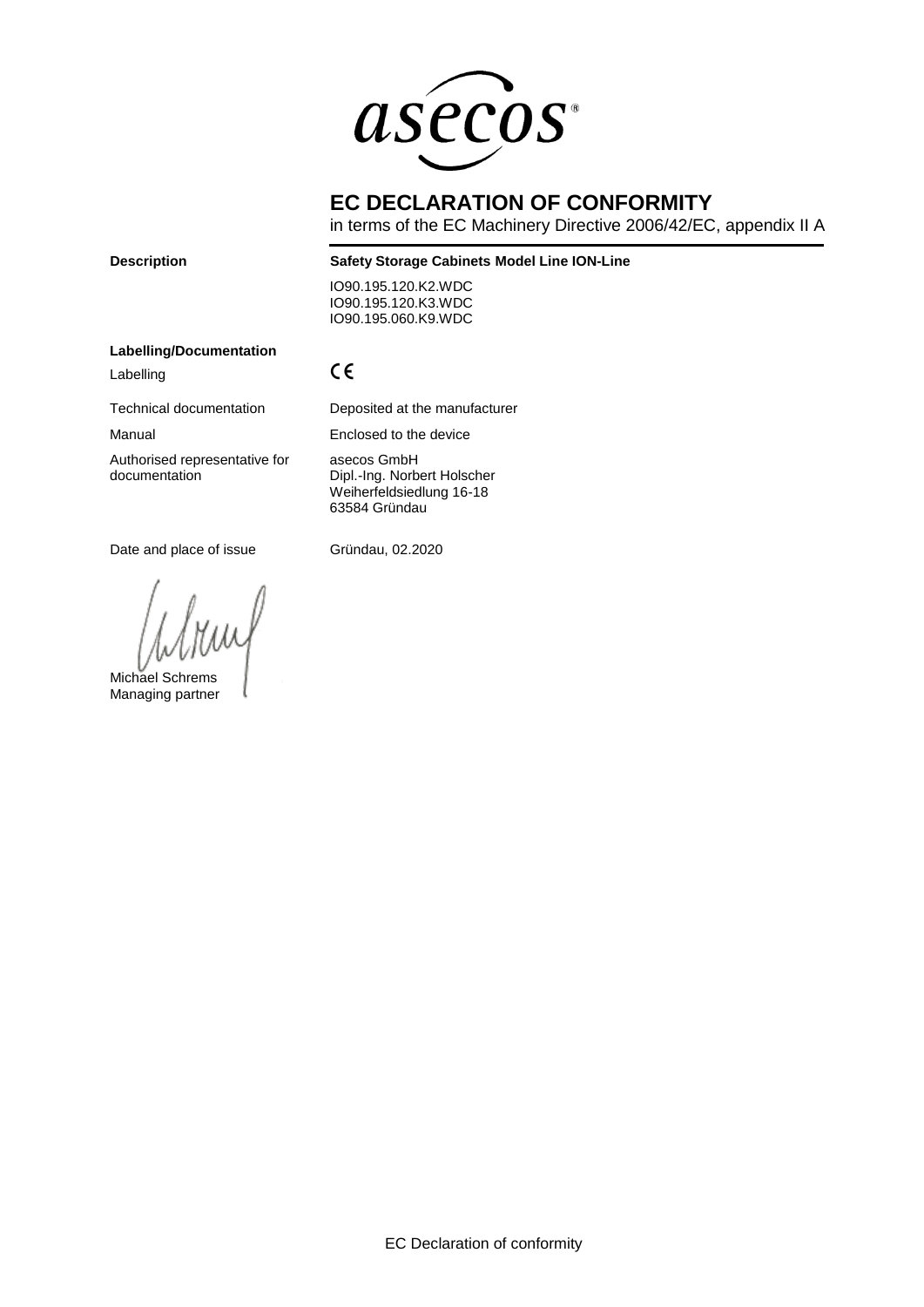asecos®

# EC DECLARATION OF CONFORMITY

in terms of the EC Machinery Directive 2006/42/EC, appendix II A

**Description** — **Safety Storage Cabinets Model Line ION-Line**

IO90.195.120.K2.WDC
IO90.195.120.K3.WDC
IO90.195.060.K9.WDC

**Labelling/Documentation**

| | |
|---|---|
| Labelling | CE |
| Technical documentation | Deposited at the manufacturer |
| Manual | Enclosed to the device |
| Authorised representative for documentation | asecos GmbH<br>Dipl.-Ing. Norbert Holscher<br>Weiherfeldsiedlung 16-18<br>63584 Gründau |
| Date and place of issue | Gründau, 02.2020 |

Michael Schrems
Managing partner